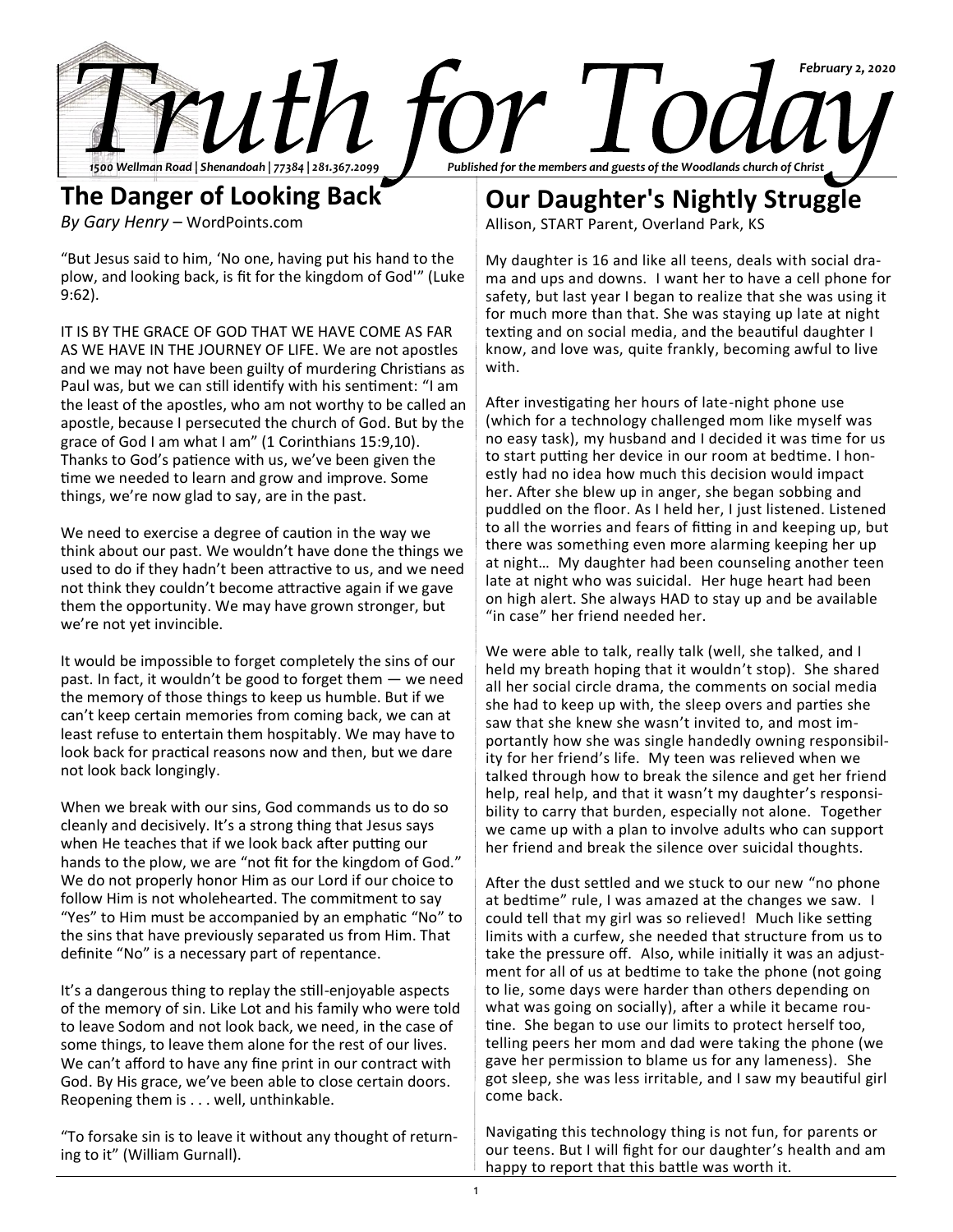# Truth for Today

*February 2, 2020*

*1500 Wellman Road | Shenandoah | 77384 | 281.367.2099*

*Published for the members and guests of the Woodlands church of Christ*

## The Danger of Looking Back

*By Gary Henry* – WordPoints.com

"But Jesus said to him, 'No one, having put his hand to the plow, and looking back, is fit for the kingdom of God'" (Luke 9:62).

IT IS BY THE GRACE OF GOD THAT WE HAVE COME AS FAR AS WE HAVE IN THE JOURNEY OF LIFE. We are not apostles and we may not have been guilty of murdering Christians as Paul was, but we can still identify with his sentiment: "I am the least of the apostles, who am not worthy to be called an apostle, because I persecuted the church of God. But by the grace of God I am what I am" (1 Corinthians 15:9,10). Thanks to God's patience with us, we've been given the time we needed to learn and grow and improve. Some things, we're now glad to say, are in the past.

We need to exercise a degree of caution in the way we think about our past. We wouldn't have done the things we used to do if they hadn't been attractive to us, and we need not think they couldn't become attractive again if we gave them the opportunity. We may have grown stronger, but we're not yet invincible.

It would be impossible to forget completely the sins of our past. In fact, it wouldn't be good to forget them — we need the memory of those things to keep us humble. But if we can't keep certain memories from coming back, we can at least refuse to entertain them hospitably. We may have to look back for practical reasons now and then, but we dare not look back longingly.

When we break with our sins, God commands us to do so cleanly and decisively. It's a strong thing that Jesus says when He teaches that if we look back after putting our hands to the plow, we are "not fit for the kingdom of God." We do not properly honor Him as our Lord if our choice to follow Him is not wholehearted. The commitment to say "Yes" to Him must be accompanied by an emphatic "No" to the sins that have previously separated us from Him. That definite "No" is a necessary part of repentance.

It's a dangerous thing to replay the still-enjoyable aspects of the memory of sin. Like Lot and his family who were told to leave Sodom and not look back, we need, in the case of some things, to leave them alone for the rest of our lives. We can't afford to have any fine print in our contract with God. By His grace, we've been able to close certain doors. Reopening them is . . . well, unthinkable.

"To forsake sin is to leave it without any thought of returning to it" (William Gurnall).

## Our Daughter's Nightly Struggle

Allison, START Parent, Overland Park, KS

My daughter is 16 and like all teens, deals with social drama and ups and downs. I want her to have a cell phone for safety, but last year I began to realize that she was using it for much more than that. She was staying up late at night texting and on social media, and the beautiful daughter I know, and love was, quite frankly, becoming awful to live with.

After investigating her hours of late-night phone use (which for a technology challenged mom like myself was no easy task), my husband and I decided it was time for us to start putting her device in our room at bedtime. I honestly had no idea how much this decision would impact her. After she blew up in anger, she began sobbing and puddled on the floor. As I held her, I just listened. Listened to all the worries and fears of fitting in and keeping up, but there was something even more alarming keeping her up at night… My daughter had been counseling another teen late at night who was suicidal. Her huge heart had been on high alert. She always HAD to stay up and be available "in case" her friend needed her.

We were able to talk, really talk (well, she talked, and I held my breath hoping that it wouldn't stop). She shared all her social circle drama, the comments on social media she had to keep up with, the sleep overs and parties she saw that she knew she wasn't invited to, and most importantly how she was single handedly owning responsibility for her friend's life. My teen was relieved when we talked through how to break the silence and get her friend help, real help, and that it wasn't my daughter's responsibility to carry that burden, especially not alone. Together we came up with a plan to involve adults who can support her friend and break the silence over suicidal thoughts.

After the dust settled and we stuck to our new "no phone at bedtime" rule, I was amazed at the changes we saw. I could tell that my girl was so relieved! Much like setting limits with a curfew, she needed that structure from us to take the pressure off. Also, while initially it was an adjustment for all of us at bedtime to take the phone (not going to lie, some days were harder than others depending on what was going on socially), after a while it became routine. She began to use our limits to protect herself too, telling peers her mom and dad were taking the phone (we gave her permission to blame us for any lameness). She got sleep, she was less irritable, and I saw my beautiful girl come back.

Navigating this technology thing is not fun, for parents or our teens. But I will fight for our daughter's health and am happy to report that this battle was worth it.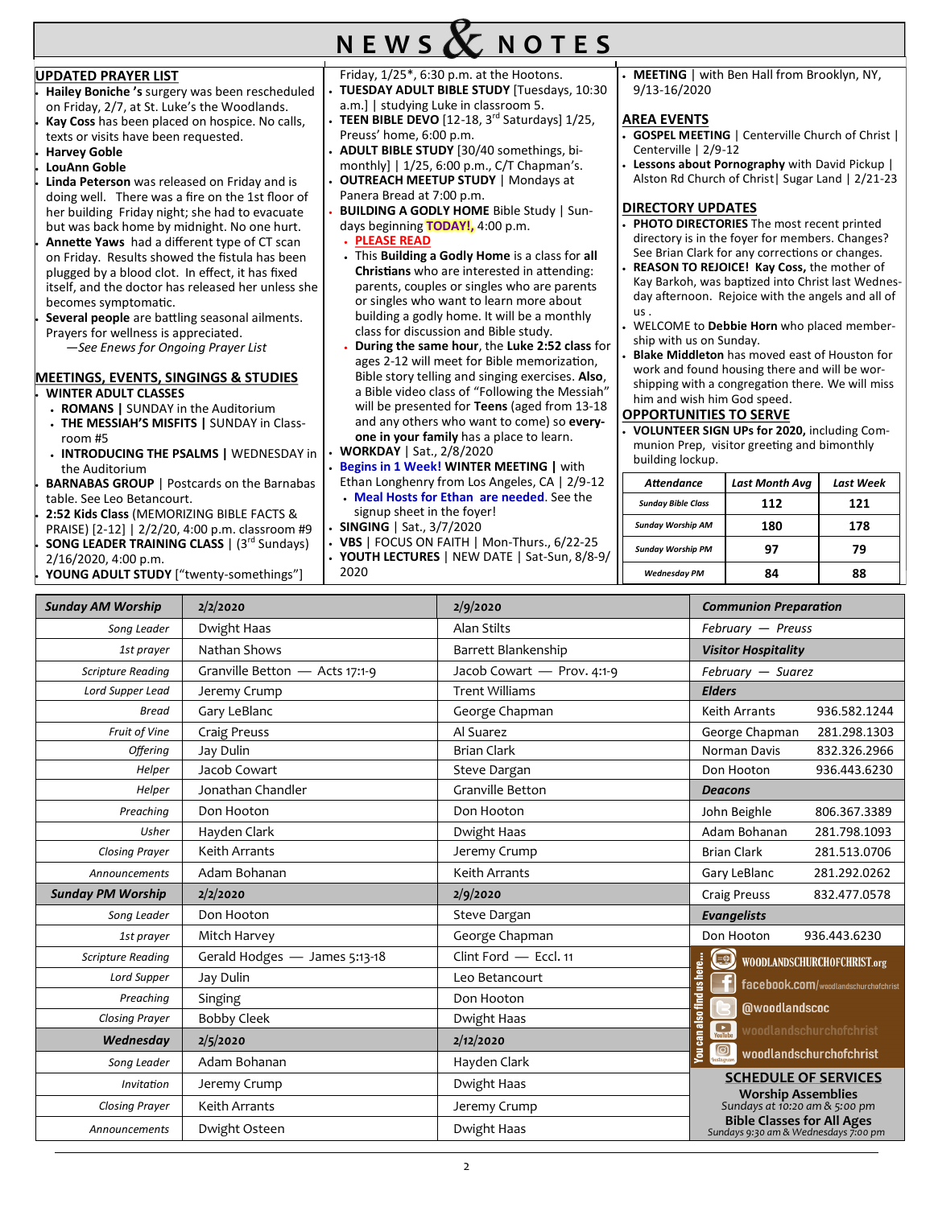# NEWS & NOTES

## UPDATED PRAYER LIST

- **Hailey Boniche 's** surgery was been rescheduled on Friday, 2/7, at St. Luke's the Woodlands.
- **Kay Coss** has been placed on hospice. No calls, texts or visits have been requested.
- **Harvey Goble**
- **LouAnn Goble**
- **Linda Peterson** was released on Friday and is doing well. There was a fire on the 1st floor of her building Friday night; she had to evacuate but was back home by midnight. No one hurt.
- **Annette Yaws** had a different type of CT scan on Friday. Results showed the fistula has been plugged by a blood clot. In effect, it has fixed itself, and the doctor has released her unless she becomes symptomatic.
- **Several people** are battling seasonal ailments. Prayers for wellness is appreciated.

*—See Enews for Ongoing Prayer List*

## MEETINGS, EVENTS, SINGINGS & STUDIES

- **WINTER ADULT CLASSES**
  - **ROMANS |** SUNDAY in the Auditorium
  - **THE MESSIAH'S MISFITS |** SUNDAY in Classroom #5
  - **INTRODUCING THE PSALMS |** WEDNESDAY in the Auditorium
- **BARNABAS GROUP** | Postcards on the Barnabas table. See Leo Betancourt.
- **2:52 Kids Class** (MEMORIZING BIBLE FACTS & PRAISE) [2-12] | 2/2/20, 4:00 p.m. classroom #9
- **SONG LEADER TRAINING CLASS** | (3rd Sundays) 2/16/2020, 4:00 p.m.
- **YOUNG ADULT STUDY** ["twenty-somethings"] Friday, 1/25*, 6:30 p.m. at the Hootons.
- **TUESDAY ADULT BIBLE STUDY** [Tuesdays, 10:30 a.m.] | studying Luke in classroom 5.
- **TEEN BIBLE DEVO** [12-18, 3rd Saturdays] 1/25, Preuss' home, 6:00 p.m.
- **ADULT BIBLE STUDY** [30/40 somethings, bi-monthly] | 1/25, 6:00 p.m., C/T Chapman's.
- **OUTREACH MEETUP STUDY** | Mondays at Panera Bread at 7:00 p.m.
- **BUILDING A GODLY HOME** Bible Study | Sundays beginning **TODAY!,** 4:00 p.m.
  - **PLEASE READ**
  - This **Building a Godly Home** is a class for **all Christians** who are interested in attending: parents, couples or singles who are parents or singles who want to learn more about building a godly home. It will be a monthly class for discussion and Bible study.
  - **During the same hour**, the **Luke 2:52 class** for ages 2-12 will meet for Bible memorization, Bible story telling and singing exercises. **Also**, a Bible video class of "Following the Messiah" will be presented for **Teens** (aged from 13-18 and any others who want to come) so **every-one in your family** has a place to learn.
- **WORKDAY** | Sat., 2/8/2020
- **Begins in 1 Week! WINTER MEETING |** with Ethan Longhenry from Los Angeles, CA | 2/9-12
  - **Meal Hosts for Ethan are needed**. See the signup sheet in the foyer!
- **SINGING** | Sat., 3/7/2020
- **VBS** | FOCUS ON FAITH | Mon-Thurs., 6/22-25
- **YOUTH LECTURES** | NEW DATE | Sat-Sun, 8/8-9/2020
- **MEETING** | with Ben Hall from Brooklyn, NY, 9/13-16/2020

## AREA EVENTS

- **GOSPEL MEETING** | Centerville Church of Christ | Centerville | 2/9-12
- **Lessons about Pornography** with David Pickup | Alston Rd Church of Christ| Sugar Land | 2/21-23

## DIRECTORY UPDATES

- **PHOTO DIRECTORIES** The most recent printed directory is in the foyer for members. Changes? See Brian Clark for any corrections or changes.
- **REASON TO REJOICE! Kay Coss,** the mother of Kay Barkoh, was baptized into Christ last Wednesday afternoon. Rejoice with the angels and all of us .
- WELCOME to **Debbie Horn** who placed membership with us on Sunday.
- **Blake Middleton** has moved east of Houston for work and found housing there and will be worshipping with a congregation there. We will miss him and wish him God speed.

## OPPORTUNITIES TO SERVE

- **VOLUNTEER SIGN UPs for 2020,** including Communion Prep, visitor greeting and bimonthly building lockup.

| Attendance | Last Month Avg | Last Week |
|---|---|---|
| Sunday Bible Class | 112 | 121 |
| Sunday Worship AM | 180 | 178 |
| Sunday Worship PM | 97 | 79 |
| Wednesday PM | 84 | 88 |

| Sunday AM Worship | 2/2/2020 | 2/9/2020 |
|---|---|---|
| Song Leader | Dwight Haas | Alan Stilts |
| 1st prayer | Nathan Shows | Barrett Blankenship |
| Scripture Reading | Granville Betton — Acts 17:1-9 | Jacob Cowart — Prov. 4:1-9 |
| Lord Supper Lead | Jeremy Crump | Trent Williams |
| Bread | Gary LeBlanc | George Chapman |
| Fruit of Vine | Craig Preuss | Al Suarez |
| Offering | Jay Dulin | Brian Clark |
| Helper | Jacob Cowart | Steve Dargan |
| Helper | Jonathan Chandler | Granville Betton |
| Preaching | Don Hooton | Don Hooton |
| Usher | Hayden Clark | Dwight Haas |
| Closing Prayer | Keith Arrants | Jeremy Crump |
| Announcements | Adam Bohanan | Keith Arrants |
| **Sunday PM Worship** | **2/2/2020** | **2/9/2020** |
| Song Leader | Don Hooton | Steve Dargan |
| 1st prayer | Mitch Harvey | George Chapman |
| Scripture Reading | Gerald Hodges — James 5:13-18 | Clint Ford — Eccl. 11 |
| Lord Supper | Jay Dulin | Leo Betancourt |
| Preaching | Singing | Don Hooton |
| Closing Prayer | Bobby Cleek | Dwight Haas |
| **Wednesday** | **2/5/2020** | **2/12/2020** |
| Song Leader | Adam Bohanan | Hayden Clark |
| Invitation | Jeremy Crump | Dwight Haas |
| Closing Prayer | Keith Arrants | Jeremy Crump |
| Announcements | Dwight Osteen | Dwight Haas |

**Communion Preparation**
*February — Preuss*

**Visitor Hospitality**
*February — Suarez*

| Elders | |
|---|---|
| Keith Arrants | 936.582.1244 |
| George Chapman | 281.298.1303 |
| Norman Davis | 832.326.2966 |
| Don Hooton | 936.443.6230 |
| **Deacons** | |
| John Beighle | 806.367.3389 |
| Adam Bohanan | 281.798.1093 |
| Brian Clark | 281.513.0706 |
| Gary LeBlanc | 281.292.0262 |
| Craig Preuss | 832.477.0578 |
| **Evangelists** | |
| Don Hooton | 936.443.6230 |

You can also find us here...
- WOODLANDSCHURCHOFCHRIST.org
- facebook.com/woodlandschurchofchrist
- @woodlandscoc
- woodlandschurchofchrist
- woodlandschurchofchrist

## SCHEDULE OF SERVICES

**Worship Assemblies**
*Sundays at 10:20 am & 5:00 pm*

**Bible Classes for All Ages**
*Sundays 9:30 am & Wednesdays 7:00 pm*